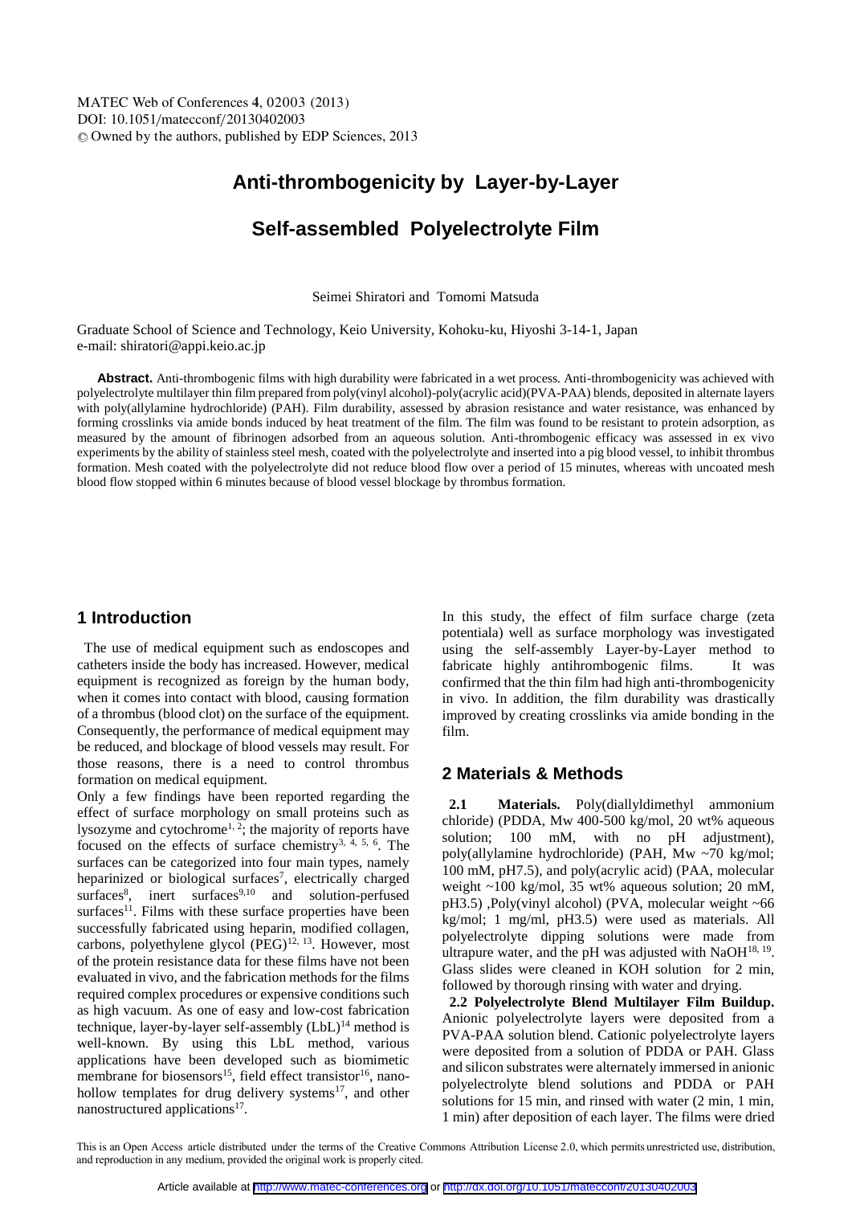# Anti-thrombogenicity by Layer-by-Layer Self-assembled Polyelectrolyte Film

Seimei Shiratori and Tomomi Matsuda

Graduate School of Science and Technology, Keio University, Kohoku-ku, Hiyoshi 3-14-1, Japan
e-mail: shiratori@appi.keio.ac.jp

**Abstract.** Anti-thrombogenic films with high durability were fabricated in a wet process. Anti-thrombogenicity was achieved with polyelectrolyte multilayer thin film prepared from poly(vinyl alcohol)-poly(acrylic acid)(PVA-PAA) blends, deposited in alternate layers with poly(allylamine hydrochloride) (PAH). Film durability, assessed by abrasion resistance and water resistance, was enhanced by forming crosslinks via amide bonds induced by heat treatment of the film. The film was found to be resistant to protein adsorption, as measured by the amount of fibrinogen adsorbed from an aqueous solution. Anti-thrombogenic efficacy was assessed in ex vivo experiments by the ability of stainless steel mesh, coated with the polyelectrolyte and inserted into a pig blood vessel, to inhibit thrombus formation. Mesh coated with the polyelectrolyte did not reduce blood flow over a period of 15 minutes, whereas with uncoated mesh blood flow stopped within 6 minutes because of blood vessel blockage by thrombus formation.

## 1 Introduction

The use of medical equipment such as endoscopes and catheters inside the body has increased. However, medical equipment is recognized as foreign by the human body, when it comes into contact with blood, causing formation of a thrombus (blood clot) on the surface of the equipment. Consequently, the performance of medical equipment may be reduced, and blockage of blood vessels may result. For those reasons, there is a need to control thrombus formation on medical equipment.

Only a few findings have been reported regarding the effect of surface morphology on small proteins such as lysozyme and cytochrome[1, 2]; the majority of reports have focused on the effects of surface chemistry[3, 4, 5, 6]. The surfaces can be categorized into four main types, namely heparinized or biological surfaces[7], electrically charged surfaces[8], inert surfaces[9,10] and solution-perfused surfaces[11]. Films with these surface properties have been successfully fabricated using heparin, modified collagen, carbons, polyethylene glycol (PEG)[12, 13]. However, most of the protein resistance data for these films have not been evaluated in vivo, and the fabrication methods for the films required complex procedures or expensive conditions such as high vacuum. As one of easy and low-cost fabrication technique, layer-by-layer self-assembly (LbL)[14] method is well-known. By using this LbL method, various applications have been developed such as biomimetic membrane for biosensors[15], field effect transistor[16], nano-hollow templates for drug delivery systems[17], and other nanostructured applications[17].

In this study, the effect of film surface charge (zeta potentiala) well as surface morphology was investigated using the self-assembly Layer-by-Layer method to fabricate highly antihrombogenic films. It was confirmed that the thin film had high anti-thrombogenicity in vivo. In addition, the film durability was drastically improved by creating crosslinks via amide bonding in the film.

## 2 Materials & Methods

**2.1 Materials.** Poly(diallyldimethyl ammonium chloride) (PDDA, Mw 400-500 kg/mol, 20 wt% aqueous solution; 100 mM, with no pH adjustment), poly(allylamine hydrochloride) (PAH, Mw ~70 kg/mol; 100 mM, pH7.5), and poly(acrylic acid) (PAA, molecular weight ~100 kg/mol, 35 wt% aqueous solution; 20 mM, pH3.5) ,Poly(vinyl alcohol) (PVA, molecular weight ~66 kg/mol; 1 mg/ml, pH3.5) were used as materials. All polyelectrolyte dipping solutions were made from ultrapure water, and the pH was adjusted with NaOH[18, 19]. Glass slides were cleaned in KOH solution for 2 min, followed by thorough rinsing with water and drying.

**2.2 Polyelectrolyte Blend Multilayer Film Buildup.** Anionic polyelectrolyte layers were deposited from a PVA-PAA solution blend. Cationic polyelectrolyte layers were deposited from a solution of PDDA or PAH. Glass and silicon substrates were alternately immersed in anionic polyelectrolyte blend solutions and PDDA or PAH solutions for 15 min, and rinsed with water (2 min, 1 min, 1 min) after deposition of each layer. The films were dried

This is an Open Access article distributed under the terms of the Creative Commons Attribution License 2.0, which permits unrestricted use, distribution, and reproduction in any medium, provided the original work is properly cited.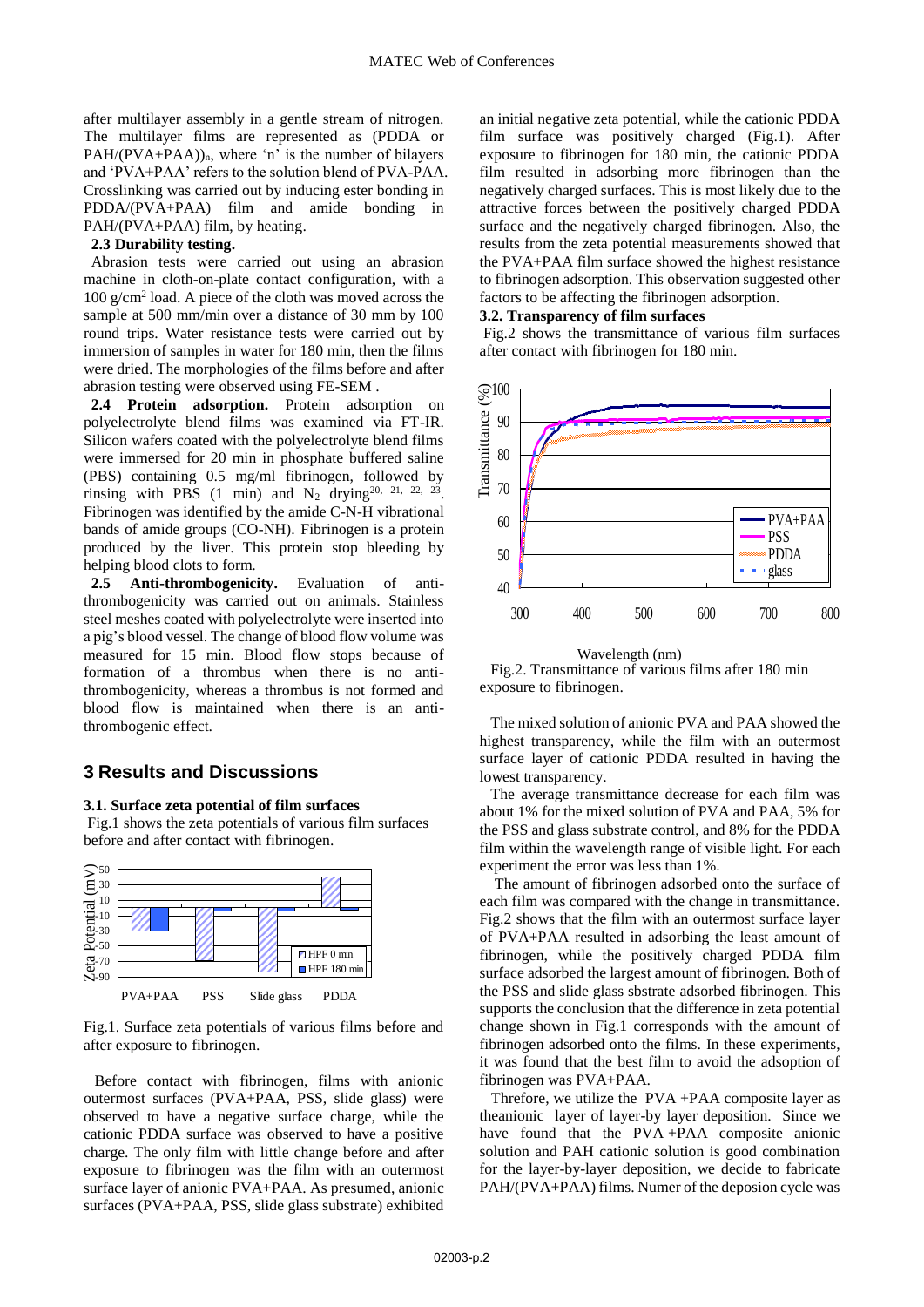after multilayer assembly in a gentle stream of nitrogen. The multilayer films are represented as (PDDA or PAH/(PVA+PAA))$_n$, where 'n' is the number of bilayers and 'PVA+PAA' refers to the solution blend of PVA-PAA. Crosslinking was carried out by inducing ester bonding in PDDA/(PVA+PAA) film and amide bonding in PAH/(PVA+PAA) film, by heating.

**2.3 Durability testing.**

Abrasion tests were carried out using an abrasion machine in cloth-on-plate contact configuration, with a 100 g/cm$^2$ load. A piece of the cloth was moved across the sample at 500 mm/min over a distance of 30 mm by 100 round trips. Water resistance tests were carried out by immersion of samples in water for 180 min, then the films were dried. The morphologies of the films before and after abrasion testing were observed using FE-SEM .

**2.4 Protein adsorption.** Protein adsorption on polyelectrolyte blend films was examined via FT-IR. Silicon wafers coated with the polyelectrolyte blend films were immersed for 20 min in phosphate buffered saline (PBS) containing 0.5 mg/ml fibrinogen, followed by rinsing with PBS (1 min) and $N_2$ drying[20, 21, 22, 23]. Fibrinogen was identified by the amide C-N-H vibrational bands of amide groups (CO-NH). Fibrinogen is a protein produced by the liver. This protein stop bleeding by helping blood clots to form.

**2.5 Anti-thrombogenicity.** Evaluation of anti-thrombogenicity was carried out on animals. Stainless steel meshes coated with polyelectrolyte were inserted into a pig's blood vessel. The change of blood flow volume was measured for 15 min. Blood flow stops because of formation of a thrombus when there is no anti-thrombogenicity, whereas a thrombus is not formed and blood flow is maintained when there is an anti-thrombogenic effect.

## 3 Results and Discussions

### 3.1. Surface zeta potential of film surfaces

Fig.1 shows the zeta potentials of various film surfaces before and after contact with fibrinogen.

Fig.1. Surface zeta potentials of various films before and after exposure to fibrinogen.

Before contact with fibrinogen, films with anionic outermost surfaces (PVA+PAA, PSS, slide glass) were observed to have a negative surface charge, while the cationic PDDA surface was observed to have a positive charge. The only film with little change before and after exposure to fibrinogen was the film with an outermost surface layer of anionic PVA+PAA. As presumed, anionic surfaces (PVA+PAA, PSS, slide glass substrate) exhibited an initial negative zeta potential, while the cationic PDDA film surface was positively charged (Fig.1). After exposure to fibrinogen for 180 min, the cationic PDDA film resulted in adsorbing more fibrinogen than the negatively charged surfaces. This is most likely due to the attractive forces between the positively charged PDDA surface and the negatively charged fibrinogen. Also, the results from the zeta potential measurements showed that the PVA+PAA film surface showed the highest resistance to fibrinogen adsorption. This observation suggested other factors to be affecting the fibrinogen adsorption.

### 3.2. Transparency of film surfaces

Fig.2 shows the transmittance of various film surfaces after contact with fibrinogen for 180 min.

Fig.2. Transmittance of various films after 180 min exposure to fibrinogen.

The mixed solution of anionic PVA and PAA showed the highest transparency, while the film with an outermost surface layer of cationic PDDA resulted in having the lowest transparency.

The average transmittance decrease for each film was about 1% for the mixed solution of PVA and PAA, 5% for the PSS and glass substrate control, and 8% for the PDDA film within the wavelength range of visible light. For each experiment the error was less than 1%.

The amount of fibrinogen adsorbed onto the surface of each film was compared with the change in transmittance. Fig.2 shows that the film with an outermost surface layer of PVA+PAA resulted in adsorbing the least amount of fibrinogen, while the positively charged PDDA film surface adsorbed the largest amount of fibrinogen. Both of the PSS and slide glass sbstrate adsorbed fibrinogen. This supports the conclusion that the difference in zeta potential change shown in Fig.1 corresponds with the amount of fibrinogen adsorbed onto the films. In these experiments, it was found that the best film to avoid the adsoption of fibrinogen was PVA+PAA.

Threfore, we utilize the PVA +PAA composite layer as theanionic layer of layer-by layer deposition. Since we have found that the PVA +PAA composite anionic solution and PAH cationic solution is good combination for the layer-by-layer deposition, we decide to fabricate PAH/(PVA+PAA) films. Numer of the deposion cycle was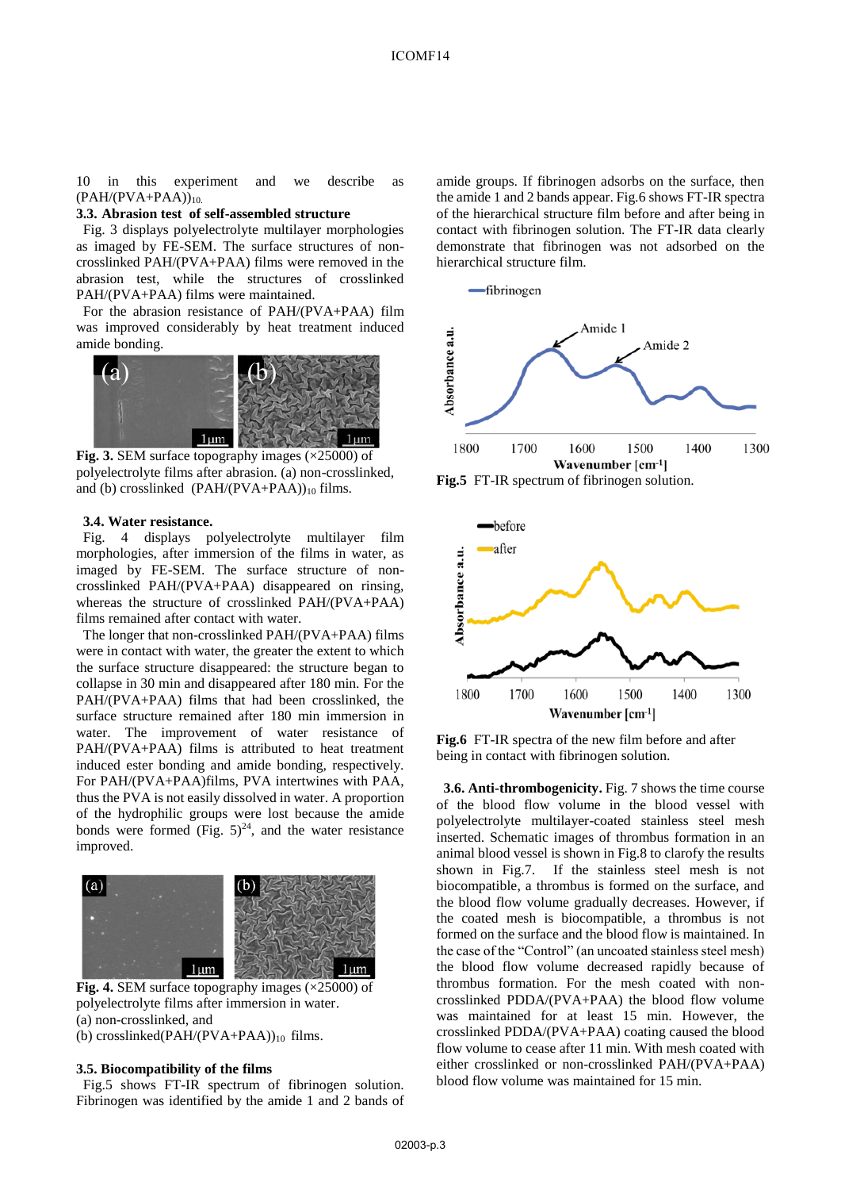10 in this experiment and we describe as $(PAH/(PVA+PAA))_{10}$.

### 3.3. Abrasion test of self-assembled structure

Fig. 3 displays polyelectrolyte multilayer morphologies as imaged by FE-SEM. The surface structures of non-crosslinked PAH/(PVA+PAA) films were removed in the abrasion test, while the structures of crosslinked PAH/(PVA+PAA) films were maintained.

For the abrasion resistance of PAH/(PVA+PAA) film was improved considerably by heat treatment induced amide bonding.

**Fig. 3.** SEM surface topography images (×25000) of polyelectrolyte films after abrasion. (a) non-crosslinked, and (b) crosslinked $(PAH/(PVA+PAA))_{10}$ films.

### 3.4. Water resistance.

Fig. 4 displays polyelectrolyte multilayer film morphologies, after immersion of the films in water, as imaged by FE-SEM. The surface structure of non-crosslinked PAH/(PVA+PAA) disappeared on rinsing, whereas the structure of crosslinked PAH/(PVA+PAA) films remained after contact with water.

The longer that non-crosslinked PAH/(PVA+PAA) films were in contact with water, the greater the extent to which the surface structure disappeared: the structure began to collapse in 30 min and disappeared after 180 min. For the PAH/(PVA+PAA) films that had been crosslinked, the surface structure remained after 180 min immersion in water. The improvement of water resistance of PAH/(PVA+PAA) films is attributed to heat treatment induced ester bonding and amide bonding, respectively. For PAH/(PVA+PAA)films, PVA intertwines with PAA, thus the PVA is not easily dissolved in water. A proportion of the hydrophilic groups were lost because the amide bonds were formed (Fig. 5)[24], and the water resistance improved.

**Fig. 4.** SEM surface topography images (×25000) of polyelectrolyte films after immersion in water.
(a) non-crosslinked, and
(b) crosslinked$(PAH/(PVA+PAA))_{10}$ films.

### 3.5. Biocompatibility of the films

Fig.5 shows FT-IR spectrum of fibrinogen solution. Fibrinogen was identified by the amide 1 and 2 bands of amide groups. If fibrinogen adsorbs on the surface, then the amide 1 and 2 bands appear. Fig.6 shows FT-IR spectra of the hierarchical structure film before and after being in contact with fibrinogen solution. The FT-IR data clearly demonstrate that fibrinogen was not adsorbed on the hierarchical structure film.

**Fig.5** FT-IR spectrum of fibrinogen solution.

**Fig.6** FT-IR spectra of the new film before and after being in contact with fibrinogen solution.

**3.6. Anti-thrombogenicity.** Fig. 7 shows the time course of the blood flow volume in the blood vessel with polyelectrolyte multilayer-coated stainless steel mesh inserted. Schematic images of thrombus formation in an animal blood vessel is shown in Fig.8 to clarofy the results shown in Fig.7. If the stainless steel mesh is not biocompatible, a thrombus is formed on the surface, and the blood flow volume gradually decreases. However, if the coated mesh is biocompatible, a thrombus is not formed on the surface and the blood flow is maintained. In the case of the "Control" (an uncoated stainless steel mesh) the blood flow volume decreased rapidly because of thrombus formation. For the mesh coated with non-crosslinked PDDA/(PVA+PAA) the blood flow volume was maintained for at least 15 min. However, the crosslinked PDDA/(PVA+PAA) coating caused the blood flow volume to cease after 11 min. With mesh coated with either crosslinked or non-crosslinked PAH/(PVA+PAA) blood flow volume was maintained for 15 min.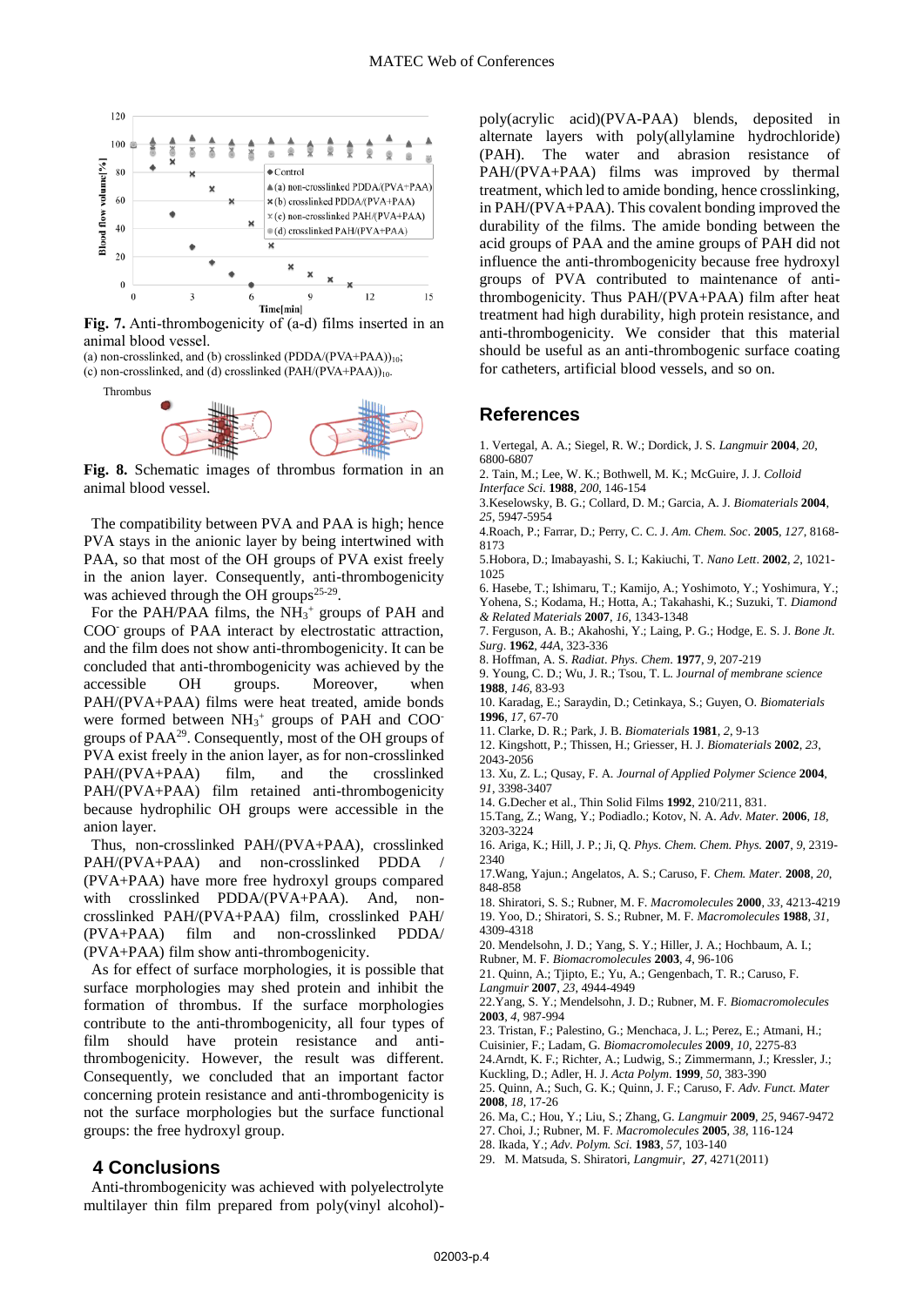120

100

80

60

40

20

0

0 3 6 9 12 15

Blood flow volume[%]

Time[min]

◆Control

▲(a) non-crosslinked PDDA/(PVA+PAA)

✖(b) crosslinked PDDA/(PVA+PAA)

✕(c) non-crosslinked PAH/(PVA+PAA)

●(d) crosslinked PAH/(PVA+PAA)

**Fig. 7.** Anti-thrombogenicity of (a-d) films inserted in an animal blood vessel.

(a) non-crosslinked, and (b) crosslinked $(PDDA/(PVA+PAA))_{10}$;
(c) non-crosslinked, and (d) crosslinked $(PAH/(PVA+PAA))_{10}$.

Thrombus

**Fig. 8.** Schematic images of thrombus formation in an animal blood vessel.

The compatibility between PVA and PAA is high; hence PVA stays in the anionic layer by being intertwined with PAA, so that most of the OH groups of PVA exist freely in the anion layer. Consequently, anti-thrombogenicity was achieved through the OH groups[25-29].

For the PAH/PAA films, the $NH_3^+$ groups of PAH and $COO^-$ groups of PAA interact by electrostatic attraction, and the film does not show anti-thrombogenicity. It can be concluded that anti-thrombogenicity was achieved by the accessible OH groups. Moreover, when PAH/(PVA+PAA) films were heat treated, amide bonds were formed between $NH_3^+$ groups of PAH and $COO^-$ groups of PAA[29]. Consequently, most of the OH groups of PVA exist freely in the anion layer, as for non-crosslinked PAH/(PVA+PAA) film, and the crosslinked PAH/(PVA+PAA) film retained anti-thrombogenicity because hydrophilic OH groups were accessible in the anion layer.

Thus, non-crosslinked PAH/(PVA+PAA), crosslinked PAH/(PVA+PAA) and non-crosslinked PDDA / (PVA+PAA) have more free hydroxyl groups compared with crosslinked PDDA/(PVA+PAA). And, non-crosslinked PAH/(PVA+PAA) film, crosslinked PAH/(PVA+PAA) film and non-crosslinked PDDA/(PVA+PAA) film show anti-thrombogenicity.

As for effect of surface morphologies, it is possible that surface morphologies may shed protein and inhibit the formation of thrombus. If the surface morphologies contribute to the anti-thrombogenicity, all four types of film should have protein resistance and anti-thrombogenicity. However, the result was different. Consequently, we concluded that an important factor concerning protein resistance and anti-thrombogenicity is not the surface morphologies but the surface functional groups: the free hydroxyl group.

## 4 Conclusions

Anti-thrombogenicity was achieved with polyelectrolyte multilayer thin film prepared from poly(vinyl alcohol)-poly(acrylic acid)(PVA-PAA) blends, deposited in alternate layers with poly(allylamine hydrochloride) (PAH). The water and abrasion resistance of PAH/(PVA+PAA) films was improved by thermal treatment, which led to amide bonding, hence crosslinking, in PAH/(PVA+PAA). This covalent bonding improved the durability of the films. The amide bonding between the acid groups of PAA and the amine groups of PAH did not influence the anti-thrombogenicity because free hydroxyl groups of PVA contributed to maintenance of anti-thrombogenicity. Thus PAH/(PVA+PAA) film after heat treatment had high durability, high protein resistance, and anti-thrombogenicity. We consider that this material should be useful as an anti-thrombogenic surface coating for catheters, artificial blood vessels, and so on.

## References

1. Vergetal, A. A.; Siegel, R. W.; Dordick, J. S. *Langmuir* **2004**, *20*, 6800-6807
2. Tain, M.; Lee, W. K.; Bothwell, M. K.; McGuire, J. J. *Colloid Interface Sci.* **1988**, *200*, 146-154
3. Keselowsky, B. G.; Collard, D. M.; Garcia, A. J. *Biomaterials* **2004**, *25*, 5947-5954
4. Roach, P.; Farrar, D.; Perry, C. C. J. *Am. Chem. Soc.* **2005**, *127*, 8168-8173
5. Hobora, D.; Imabayashi, S. I.; Kakiuchi, T. *Nano Lett*. **2002**, *2*, 1021-1025
6. Hasebe, T.; Ishimaru, T.; Kamijo, A.; Yoshimoto, Y.; Yoshimura, Y.; Yohena, S.; Kodama, H.; Hotta, A.; Takahashi, K.; Suzuki, T. *Diamond & Related Materials* **2007**, *16*, 1343-1348
7. Ferguson, A. B.; Akahoshi, Y.; Laing, P. G.; Hodge, E. S. J. *Bone Jt. Surg*. **1962**, *44A*, 323-336
8. Hoffman, A. S. *Radiat. Phys. Chem*. **1977**, *9*, 207-219
9. Young, C. D.; Wu, J. R.; Tsou, T. L. *Journal of membrane science* **1988**, *146*, 83-93
10. Karadag, E.; Saraydin, D.; Cetinkaya, S.; Guyen, O. *Biomaterials* **1996**, *17*, 67-70
11. Clarke, D. R.; Park, J. B. *Biomaterials* **1981**, *2*, 9-13
12. Kingshott, P.; Thissen, H.; Griesser, H. J. *Biomaterials* **2002**, *23*, 2043-2056
13. Xu, Z. L.; Qusay, F. A. *Journal of Applied Polymer Science* **2004**, *91*, 3398-3407
14. G.Decher et al., Thin Solid Films **1992**, 210/211, 831.
15. Tang, Z.; Wang, Y.; Podiadlo.; Kotov, N. A. *Adv. Mater.* **2006**, *18*, 3203-3224
16. Ariga, K.; Hill, J. P.; Ji, Q. *Phys. Chem. Chem. Phys.* **2007**, *9*, 2319-2340
17. Wang, Yajun.; Angelatos, A. S.; Caruso, F. *Chem. Mater.* **2008**, *20*, 848-858
18. Shiratori, S. S.; Rubner, M. F. *Macromolecules* **2000**, *33*, 4213-4219
19. Yoo, D.; Shiratori, S. S.; Rubner, M. F. *Macromolecules* **1988**, *31*, 4309-4318
20. Mendelsohn, J. D.; Yang, S. Y.; Hiller, J. A.; Hochbaum, A. I.; Rubner, M. F. *Biomacromolecules* **2003**, *4*, 96-106
21. Quinn, A.; Tjipto, E.; Yu, A.; Gengenbach, T. R.; Caruso, F. *Langmuir* **2007**, *23*, 4944-4949
22. Yang, S. Y.; Mendelsohn, J. D.; Rubner, M. F. *Biomacromolecules* **2003**, *4*, 987-994
23. Tristan, F.; Palestino, G.; Menchaca, J. L.; Perez, E.; Atmani, H.; Cuisinier, F.; Ladam, G. *Biomacromolecules* **2009**, *10*, 2275-83
24. Arndt, K. F.; Richter, A.; Ludwig, S.; Zimmermann, J.; Kressler, J.; Kuckling, D.; Adler, H. J. *Acta Polym*. **1999**, *50*, 383-390
25. Quinn, A.; Such, G. K.; Quinn, J. F.; Caruso, F. *Adv. Funct. Mater* **2008**, *18*, 17-26
26. Ma, C.; Hou, Y.; Liu, S.; Zhang, G. *Langmuir* **2009**, *25*, 9467-9472
27. Choi, J.; Rubner, M. F. *Macromolecules* **2005**, *38*, 116-124
28. Ikada, Y.; *Adv. Polym. Sci.* **1983**, *57*, 103-140
29. M. Matsuda, S. Shiratori, *Langmuir*, **27**, 4271(2011)